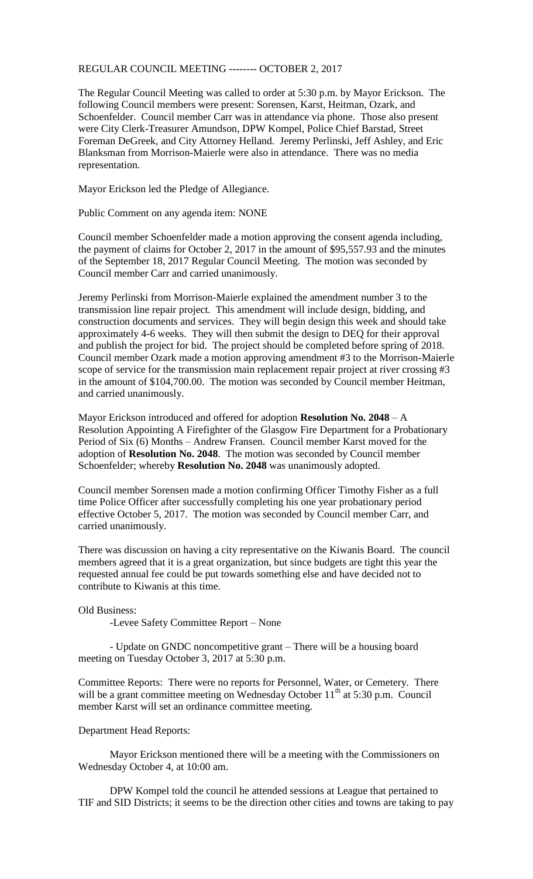REGULAR COUNCIL MEETING -------- OCTOBER 2, 2017

The Regular Council Meeting was called to order at 5:30 p.m. by Mayor Erickson. The following Council members were present: Sorensen, Karst, Heitman, Ozark, and Schoenfelder. Council member Carr was in attendance via phone. Those also present were City Clerk-Treasurer Amundson, DPW Kompel, Police Chief Barstad, Street Foreman DeGreek, and City Attorney Helland. Jeremy Perlinski, Jeff Ashley, and Eric Blanksman from Morrison-Maierle were also in attendance. There was no media representation.

Mayor Erickson led the Pledge of Allegiance.

Public Comment on any agenda item: NONE

Council member Schoenfelder made a motion approving the consent agenda including, the payment of claims for October 2, 2017 in the amount of $95,557.93 and the minutes of the September 18, 2017 Regular Council Meeting. The motion was seconded by Council member Carr and carried unanimously.

Jeremy Perlinski from Morrison-Maierle explained the amendment number 3 to the transmission line repair project. This amendment will include design, bidding, and construction documents and services. They will begin design this week and should take approximately 4-6 weeks. They will then submit the design to DEQ for their approval and publish the project for bid. The project should be completed before spring of 2018. Council member Ozark made a motion approving amendment #3 to the Morrison-Maierle scope of service for the transmission main replacement repair project at river crossing #3 in the amount of $104,700.00. The motion was seconded by Council member Heitman, and carried unanimously.

Mayor Erickson introduced and offered for adoption **Resolution No. 2048** – A Resolution Appointing A Firefighter of the Glasgow Fire Department for a Probationary Period of Six (6) Months – Andrew Fransen. Council member Karst moved for the adoption of **Resolution No. 2048**. The motion was seconded by Council member Schoenfelder; whereby **Resolution No. 2048** was unanimously adopted.

Council member Sorensen made a motion confirming Officer Timothy Fisher as a full time Police Officer after successfully completing his one year probationary period effective October 5, 2017. The motion was seconded by Council member Carr, and carried unanimously.

There was discussion on having a city representative on the Kiwanis Board. The council members agreed that it is a great organization, but since budgets are tight this year the requested annual fee could be put towards something else and have decided not to contribute to Kiwanis at this time.

Old Business:

-Levee Safety Committee Report – None

- Update on GNDC noncompetitive grant – There will be a housing board meeting on Tuesday October 3, 2017 at 5:30 p.m.

Committee Reports: There were no reports for Personnel, Water, or Cemetery. There will be a grant committee meeting on Wednesday October 11th at 5:30 p.m. Council member Karst will set an ordinance committee meeting.

Department Head Reports:

Mayor Erickson mentioned there will be a meeting with the Commissioners on Wednesday October 4, at 10:00 am.

DPW Kompel told the council he attended sessions at League that pertained to TIF and SID Districts; it seems to be the direction other cities and towns are taking to pay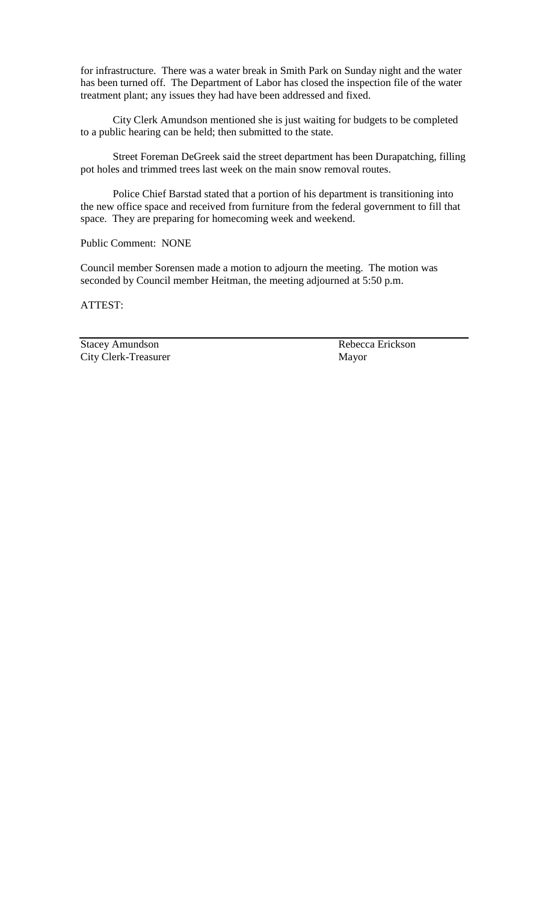for infrastructure. There was a water break in Smith Park on Sunday night and the water has been turned off. The Department of Labor has closed the inspection file of the water treatment plant; any issues they had have been addressed and fixed.

City Clerk Amundson mentioned she is just waiting for budgets to be completed to a public hearing can be held; then submitted to the state.

Street Foreman DeGreek said the street department has been Durapatching, filling pot holes and trimmed trees last week on the main snow removal routes.

Police Chief Barstad stated that a portion of his department is transitioning into the new office space and received from furniture from the federal government to fill that space. They are preparing for homecoming week and weekend.

Public Comment: NONE

Council member Sorensen made a motion to adjourn the meeting. The motion was seconded by Council member Heitman, the meeting adjourned at 5:50 p.m.

ATTEST:

| | |
|---|---|
| Stacey Amundson | Rebecca Erickson |
| City Clerk-Treasurer | Mayor |